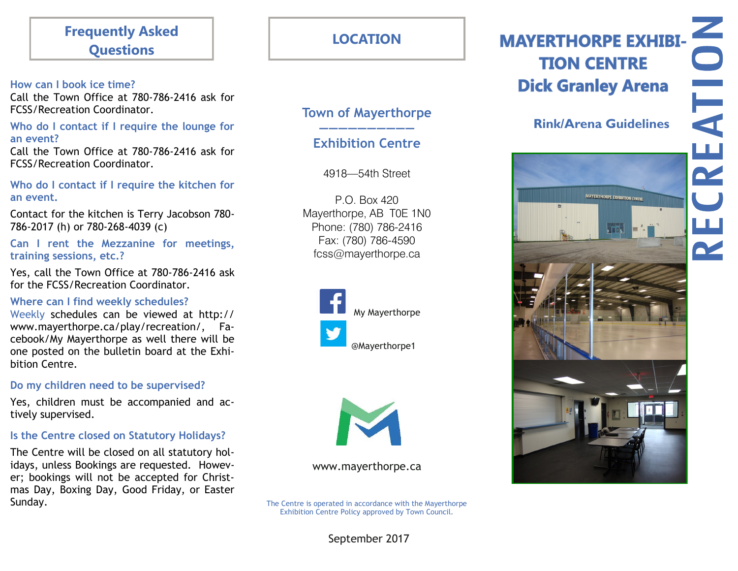# Frequently Asked Questions

**How can I book ice time?**

Call the Town Office at 780-786-2416 ask for FCSS/Recreation Coordinator.

**Who do I contact if I require the lounge for an event?**

Call the Town Office at 780-786-2416 ask for FCSS/Recreation Coordinator.

**Who do I contact if I require the kitchen for an event.**

Contact for the kitchen is Terry Jacobson 780-786-2017 (h) or 780-268-4039 (c)

**Can I rent the Mezzanine for meetings, training sessions, etc.?**

Yes, call the Town Office at 780-786-2416 ask for the FCSS/Recreation Coordinator.

**Where can I find weekly schedules?**

Weekly schedules can be viewed at http://www.mayerthorpe.ca/play/recreation/, Facebook/My Mayerthorpe as well there will be one posted on the bulletin board at the Exhibition Centre.

**Do my children need to be supervised?**

Yes, children must be accompanied and actively supervised.

**Is the Centre closed on Statutory Holidays?**

The Centre will be closed on all statutory holidays, unless Bookings are requested. However; bookings will not be accepted for Christmas Day, Boxing Day, Good Friday, or Easter Sunday.

# LOCATION

## Town of Mayerthorpe

## Exhibition Centre

4918—54th Street

P.O. Box 420
Mayerthorpe, AB T0E 1N0
Phone: (780) 786-2416
Fax: (780) 786-4590
fcss@mayerthorpe.ca

My Mayerthorpe

@Mayerthorpe1

www.mayerthorpe.ca

The Centre is operated in accordance with the Mayerthorpe Exhibition Centre Policy approved by Town Council.

September 2017

# MAYERTHORPE EXHIBITION CENTRE Dick Granley Arena

## Rink/Arena Guidelines

RECREATION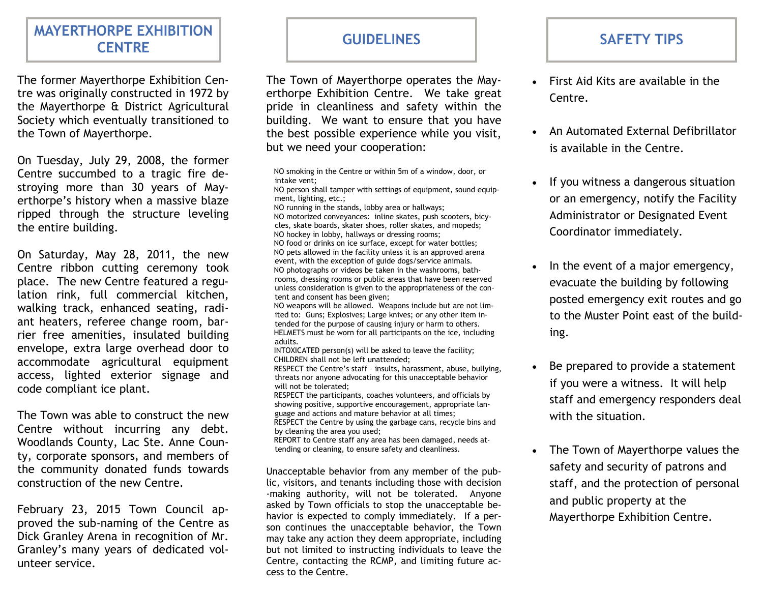## MAYERTHORPE EXHIBITION CENTRE

The former Mayerthorpe Exhibition Centre was originally constructed in 1972 by the Mayerthorpe & District Agricultural Society which eventually transitioned to the Town of Mayerthorpe.

On Tuesday, July 29, 2008, the former Centre succumbed to a tragic fire destroying more than 30 years of Mayerthorpe's history when a massive blaze ripped through the structure leveling the entire building.

On Saturday, May 28, 2011, the new Centre ribbon cutting ceremony took place. The new Centre featured a regulation rink, full commercial kitchen, walking track, enhanced seating, radiant heaters, referee change room, barrier free amenities, insulated building envelope, extra large overhead door to accommodate agricultural equipment access, lighted exterior signage and code compliant ice plant.

The Town was able to construct the new Centre without incurring any debt. Woodlands County, Lac Ste. Anne County, corporate sponsors, and members of the community donated funds towards construction of the new Centre.

February 23, 2015 Town Council approved the sub-naming of the Centre as Dick Granley Arena in recognition of Mr. Granley's many years of dedicated volunteer service.

## GUIDELINES

The Town of Mayerthorpe operates the Mayerthorpe Exhibition Centre. We take great pride in cleanliness and safety within the building. We want to ensure that you have the best possible experience while you visit, but we need your cooperation:

- NO smoking in the Centre or within 5m of a window, door, or intake vent;
- NO person shall tamper with settings of equipment, sound equipment, lighting, etc.;
- NO running in the stands, lobby area or hallways;
- NO motorized conveyances: inline skates, push scooters, bicycles, skate boards, skater shoes, roller skates, and mopeds;
- NO hockey in lobby, hallways or dressing rooms;
- NO food or drinks on ice surface, except for water bottles;
- NO pets allowed in the facility unless it is an approved arena event, with the exception of guide dogs/service animals.
- NO photographs or videos be taken in the washrooms, bathrooms, dressing rooms or public areas that have been reserved unless consideration is given to the appropriateness of the content and consent has been given;
- NO weapons will be allowed. Weapons include but are not limited to: Guns; Explosives; Large knives; or any other item intended for the purpose of causing injury or harm to others.
- HELMETS must be worn for all participants on the ice, including adults.
- INTOXICATED person(s) will be asked to leave the facility;
- CHILDREN shall not be left unattended;
- RESPECT the Centre's staff – insults, harassment, abuse, bullying, threats nor anyone advocating for this unacceptable behavior will not be tolerated;
- RESPECT the participants, coaches volunteers, and officials by showing positive, supportive encouragement, appropriate language and actions and mature behavior at all times;
- RESPECT the Centre by using the garbage cans, recycle bins and by cleaning the area you used;
- REPORT to Centre staff any area has been damaged, needs attending or cleaning, to ensure safety and cleanliness.

Unacceptable behavior from any member of the public, visitors, and tenants including those with decision-making authority, will not be tolerated. Anyone asked by Town officials to stop the unacceptable behavior is expected to comply immediately. If a person continues the unacceptable behavior, the Town may take any action they deem appropriate, including but not limited to instructing individuals to leave the Centre, contacting the RCMP, and limiting future access to the Centre.

## SAFETY TIPS

- First Aid Kits are available in the Centre.
- An Automated External Defibrillator is available in the Centre.
- If you witness a dangerous situation or an emergency, notify the Facility Administrator or Designated Event Coordinator immediately.
- In the event of a major emergency, evacuate the building by following posted emergency exit routes and go to the Muster Point east of the building.
- Be prepared to provide a statement if you were a witness. It will help staff and emergency responders deal with the situation.
- The Town of Mayerthorpe values the safety and security of patrons and staff, and the protection of personal and public property at the Mayerthorpe Exhibition Centre.